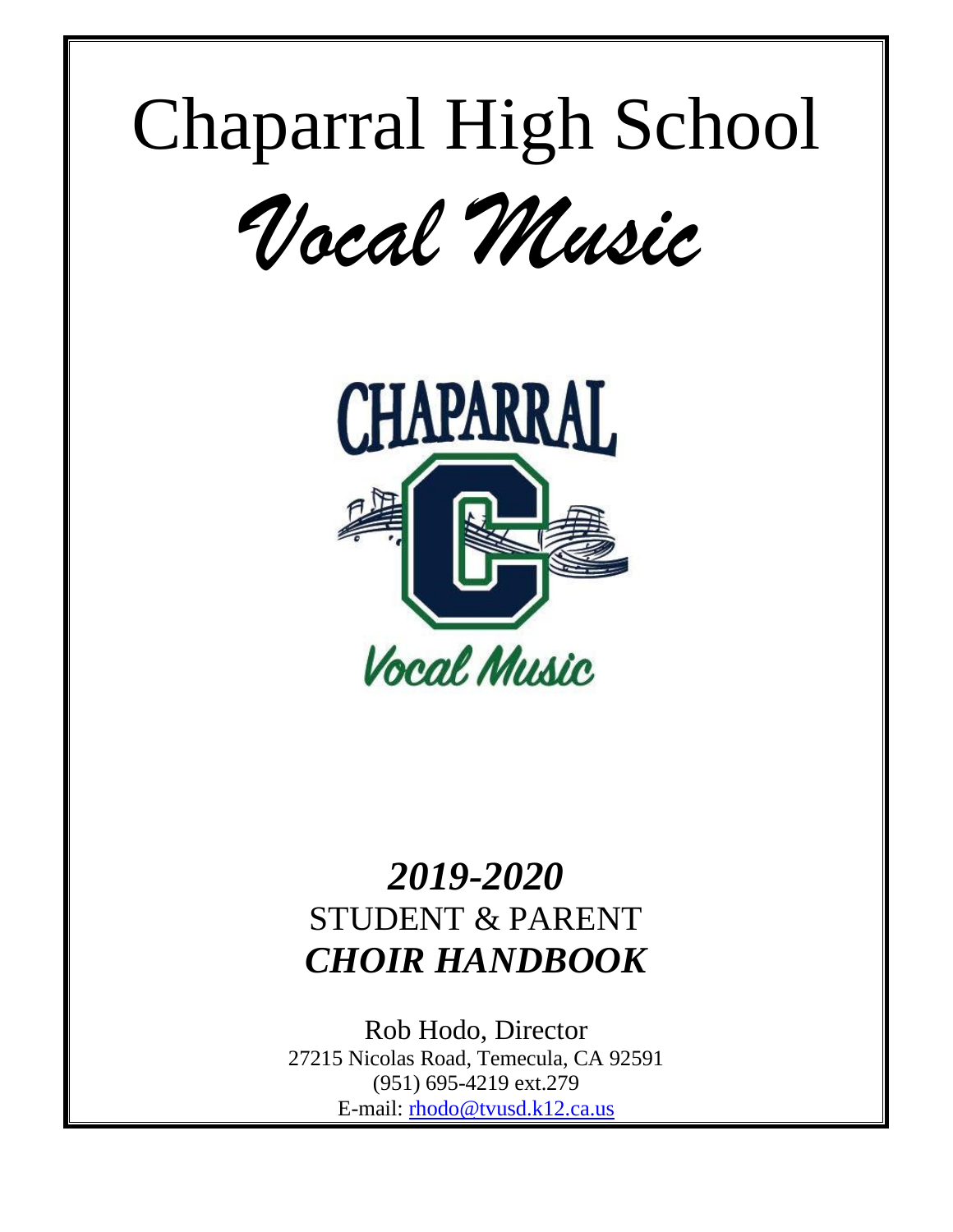# Chaparral High School

# *Vocal Music*

## *2019-2020*

STUDENT & PARENT

***CHOIR HANDBOOK***

Rob Hodo, Director

27215 Nicolas Road, Temecula, CA 92591

(951) 695-4219 ext.279

E-mail: rhodo@tvusd.k12.ca.us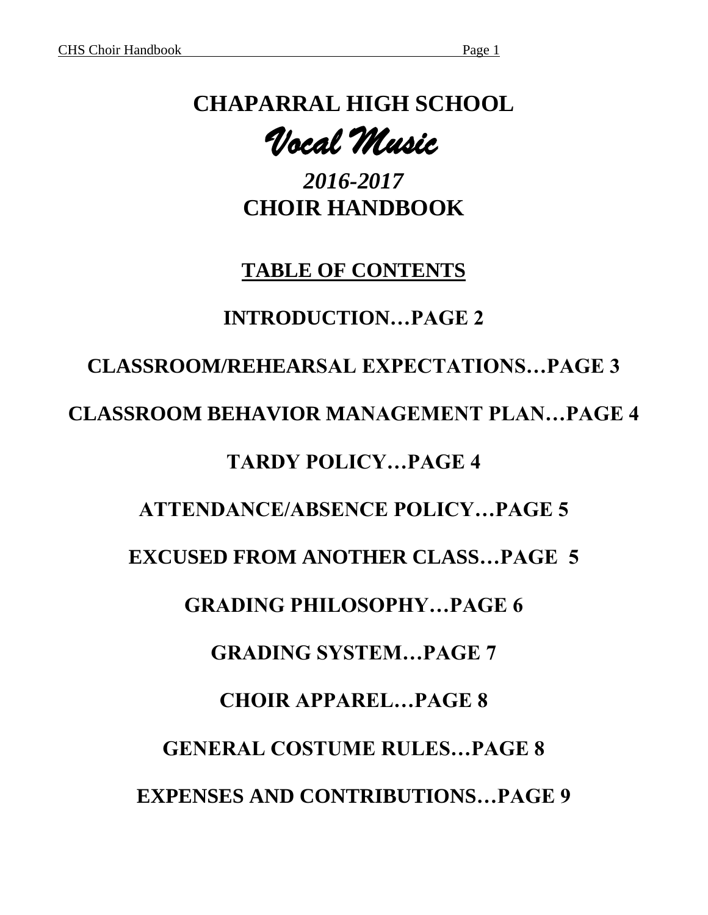# CHAPARRAL HIGH SCHOOL

# *Vocal Music*

## *2016-2017*
## CHOIR HANDBOOK

### TABLE OF CONTENTS

**INTRODUCTION…PAGE 2**

**CLASSROOM/REHEARSAL EXPECTATIONS…PAGE 3**

**CLASSROOM BEHAVIOR MANAGEMENT PLAN…PAGE 4**

**TARDY POLICY…PAGE 4**

**ATTENDANCE/ABSENCE POLICY…PAGE 5**

**EXCUSED FROM ANOTHER CLASS…PAGE 5**

**GRADING PHILOSOPHY…PAGE 6**

**GRADING SYSTEM…PAGE 7**

**CHOIR APPAREL…PAGE 8**

**GENERAL COSTUME RULES…PAGE 8**

**EXPENSES AND CONTRIBUTIONS…PAGE 9**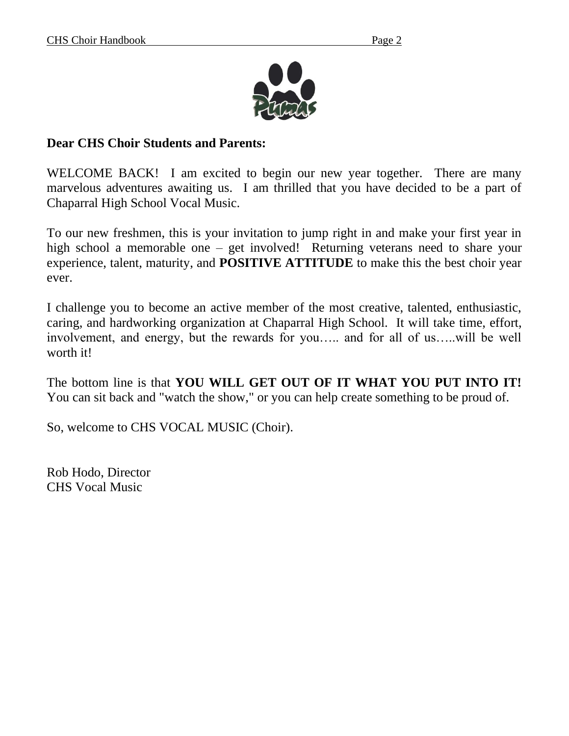**Dear CHS Choir Students and Parents:**

WELCOME BACK! I am excited to begin our new year together. There are many marvelous adventures awaiting us. I am thrilled that you have decided to be a part of Chaparral High School Vocal Music.

To our new freshmen, this is your invitation to jump right in and make your first year in high school a memorable one – get involved! Returning veterans need to share your experience, talent, maturity, and **POSITIVE ATTITUDE** to make this the best choir year ever.

I challenge you to become an active member of the most creative, talented, enthusiastic, caring, and hardworking organization at Chaparral High School. It will take time, effort, involvement, and energy, but the rewards for you….. and for all of us…..will be well worth it!

The bottom line is that **YOU WILL GET OUT OF IT WHAT YOU PUT INTO IT!** You can sit back and "watch the show," or you can help create something to be proud of.

So, welcome to CHS VOCAL MUSIC (Choir).

Rob Hodo, Director
CHS Vocal Music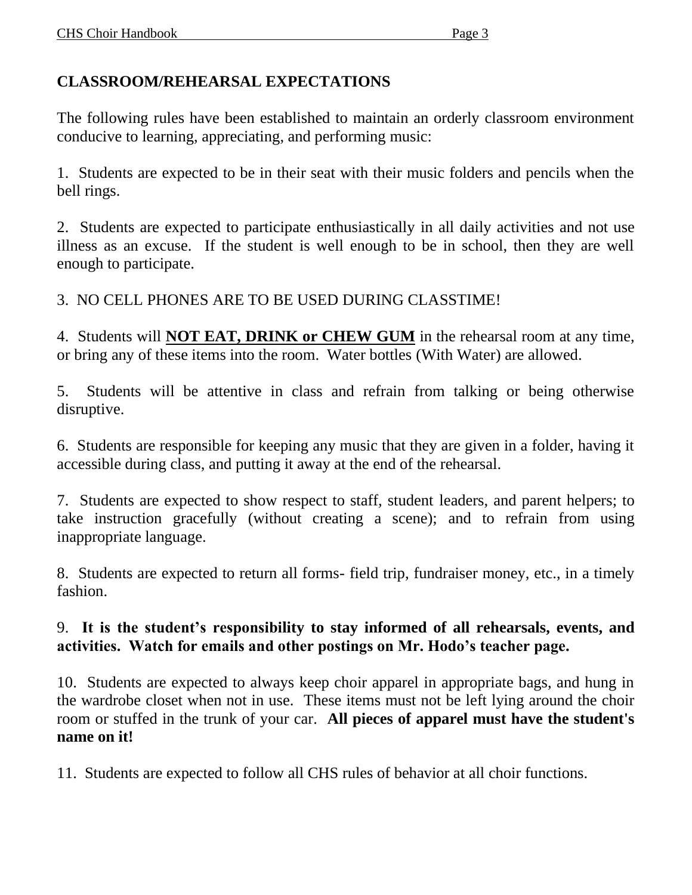## CLASSROOM/REHEARSAL EXPECTATIONS

The following rules have been established to maintain an orderly classroom environment conducive to learning, appreciating, and performing music:

1. Students are expected to be in their seat with their music folders and pencils when the bell rings.

2. Students are expected to participate enthusiastically in all daily activities and not use illness as an excuse. If the student is well enough to be in school, then they are well enough to participate.

3. NO CELL PHONES ARE TO BE USED DURING CLASSTIME!

4. Students will **NOT EAT, DRINK or CHEW GUM** in the rehearsal room at any time, or bring any of these items into the room. Water bottles (With Water) are allowed.

5. Students will be attentive in class and refrain from talking or being otherwise disruptive.

6. Students are responsible for keeping any music that they are given in a folder, having it accessible during class, and putting it away at the end of the rehearsal.

7. Students are expected to show respect to staff, student leaders, and parent helpers; to take instruction gracefully (without creating a scene); and to refrain from using inappropriate language.

8. Students are expected to return all forms- field trip, fundraiser money, etc., in a timely fashion.

9. **It is the student's responsibility to stay informed of all rehearsals, events, and activities. Watch for emails and other postings on Mr. Hodo's teacher page.**

10. Students are expected to always keep choir apparel in appropriate bags, and hung in the wardrobe closet when not in use. These items must not be left lying around the choir room or stuffed in the trunk of your car. **All pieces of apparel must have the student's name on it!**

11. Students are expected to follow all CHS rules of behavior at all choir functions.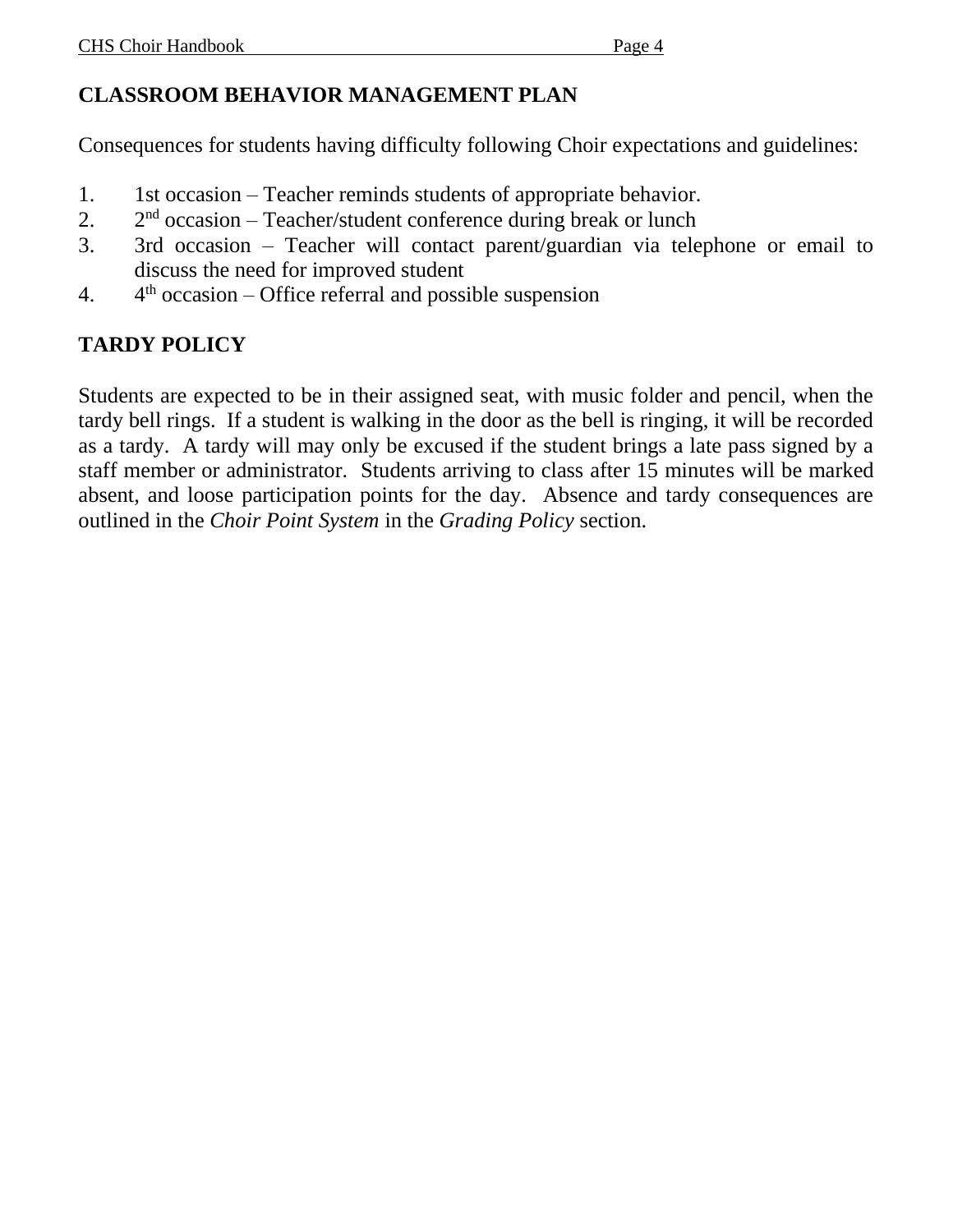## CLASSROOM BEHAVIOR MANAGEMENT PLAN

Consequences for students having difficulty following Choir expectations and guidelines:

1. 1st occasion – Teacher reminds students of appropriate behavior.
2. 2nd occasion – Teacher/student conference during break or lunch
3. 3rd occasion – Teacher will contact parent/guardian via telephone or email to discuss the need for improved student
4. 4th occasion – Office referral and possible suspension

## TARDY POLICY

Students are expected to be in their assigned seat, with music folder and pencil, when the tardy bell rings. If a student is walking in the door as the bell is ringing, it will be recorded as a tardy. A tardy will may only be excused if the student brings a late pass signed by a staff member or administrator. Students arriving to class after 15 minutes will be marked absent, and loose participation points for the day. Absence and tardy consequences are outlined in the *Choir Point System* in the *Grading Policy* section.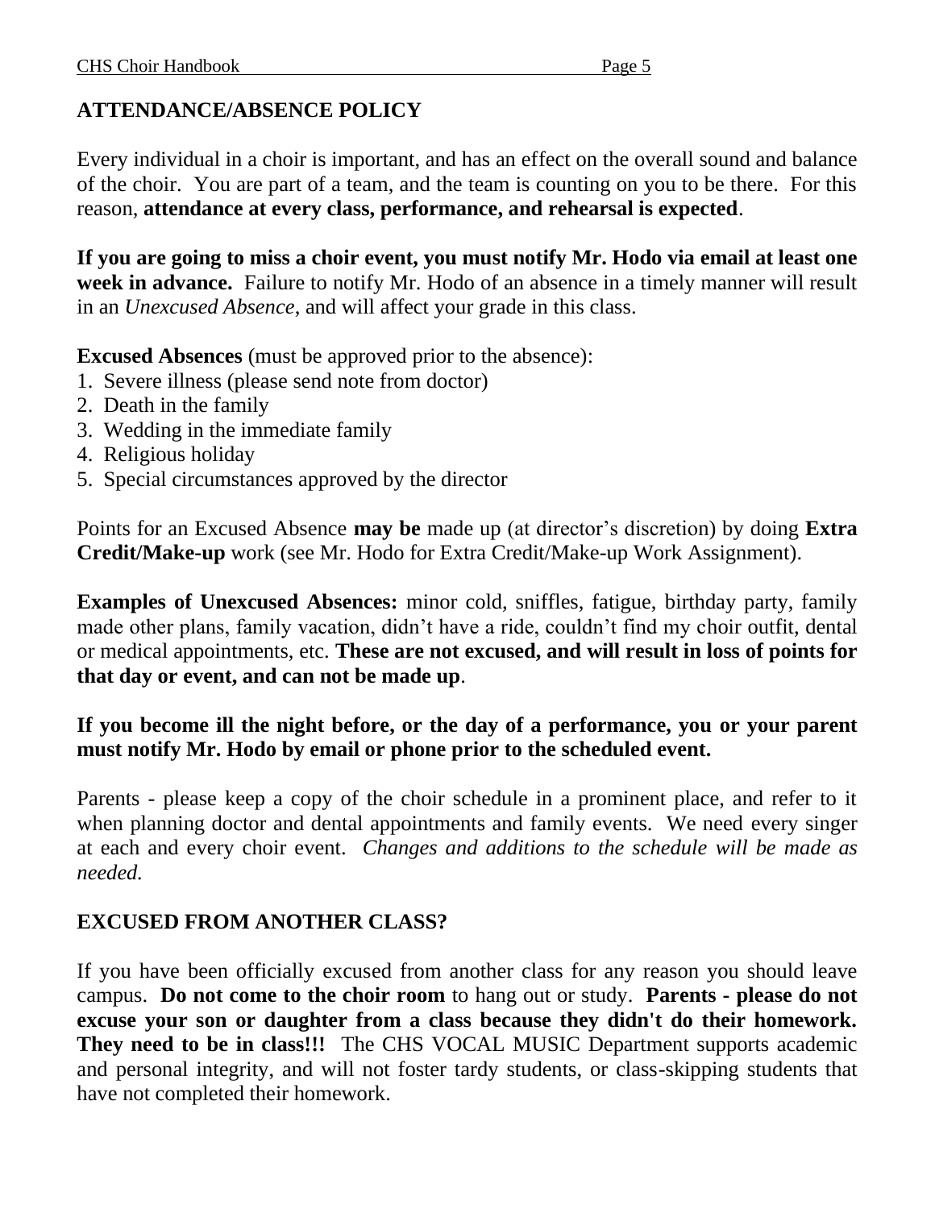## ATTENDANCE/ABSENCE POLICY

Every individual in a choir is important, and has an effect on the overall sound and balance of the choir. You are part of a team, and the team is counting on you to be there. For this reason, **attendance at every class, performance, and rehearsal is expected**.

**If you are going to miss a choir event, you must notify Mr. Hodo via email at least one week in advance.** Failure to notify Mr. Hodo of an absence in a timely manner will result in an *Unexcused Absence*, and will affect your grade in this class.

**Excused Absences** (must be approved prior to the absence):

1. Severe illness (please send note from doctor)
2. Death in the family
3. Wedding in the immediate family
4. Religious holiday
5. Special circumstances approved by the director

Points for an Excused Absence **may be** made up (at director's discretion) by doing **Extra Credit/Make-up** work (see Mr. Hodo for Extra Credit/Make-up Work Assignment).

**Examples of Unexcused Absences:** minor cold, sniffles, fatigue, birthday party, family made other plans, family vacation, didn't have a ride, couldn't find my choir outfit, dental or medical appointments, etc. **These are not excused, and will result in loss of points for that day or event, and can not be made up**.

**If you become ill the night before, or the day of a performance, you or your parent must notify Mr. Hodo by email or phone prior to the scheduled event.**

Parents - please keep a copy of the choir schedule in a prominent place, and refer to it when planning doctor and dental appointments and family events. We need every singer at each and every choir event. *Changes and additions to the schedule will be made as needed.*

## EXCUSED FROM ANOTHER CLASS?

If you have been officially excused from another class for any reason you should leave campus. **Do not come to the choir room** to hang out or study. **Parents - please do not excuse your son or daughter from a class because they didn't do their homework. They need to be in class!!!** The CHS VOCAL MUSIC Department supports academic and personal integrity, and will not foster tardy students, or class-skipping students that have not completed their homework.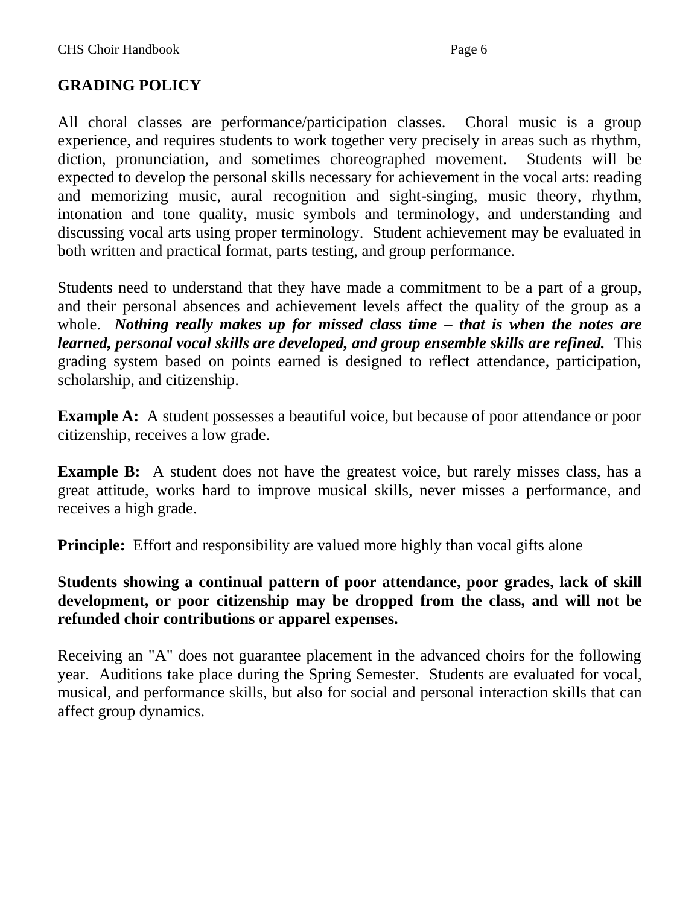## GRADING POLICY

All choral classes are performance/participation classes. Choral music is a group experience, and requires students to work together very precisely in areas such as rhythm, diction, pronunciation, and sometimes choreographed movement. Students will be expected to develop the personal skills necessary for achievement in the vocal arts: reading and memorizing music, aural recognition and sight-singing, music theory, rhythm, intonation and tone quality, music symbols and terminology, and understanding and discussing vocal arts using proper terminology. Student achievement may be evaluated in both written and practical format, parts testing, and group performance.

Students need to understand that they have made a commitment to be a part of a group, and their personal absences and achievement levels affect the quality of the group as a whole. ***Nothing really makes up for missed class time – that is when the notes are learned, personal vocal skills are developed, and group ensemble skills are refined.*** This grading system based on points earned is designed to reflect attendance, participation, scholarship, and citizenship.

**Example A:** A student possesses a beautiful voice, but because of poor attendance or poor citizenship, receives a low grade.

**Example B:** A student does not have the greatest voice, but rarely misses class, has a great attitude, works hard to improve musical skills, never misses a performance, and receives a high grade.

**Principle:** Effort and responsibility are valued more highly than vocal gifts alone

**Students showing a continual pattern of poor attendance, poor grades, lack of skill development, or poor citizenship may be dropped from the class, and will not be refunded choir contributions or apparel expenses.**

Receiving an "A" does not guarantee placement in the advanced choirs for the following year. Auditions take place during the Spring Semester. Students are evaluated for vocal, musical, and performance skills, but also for social and personal interaction skills that can affect group dynamics.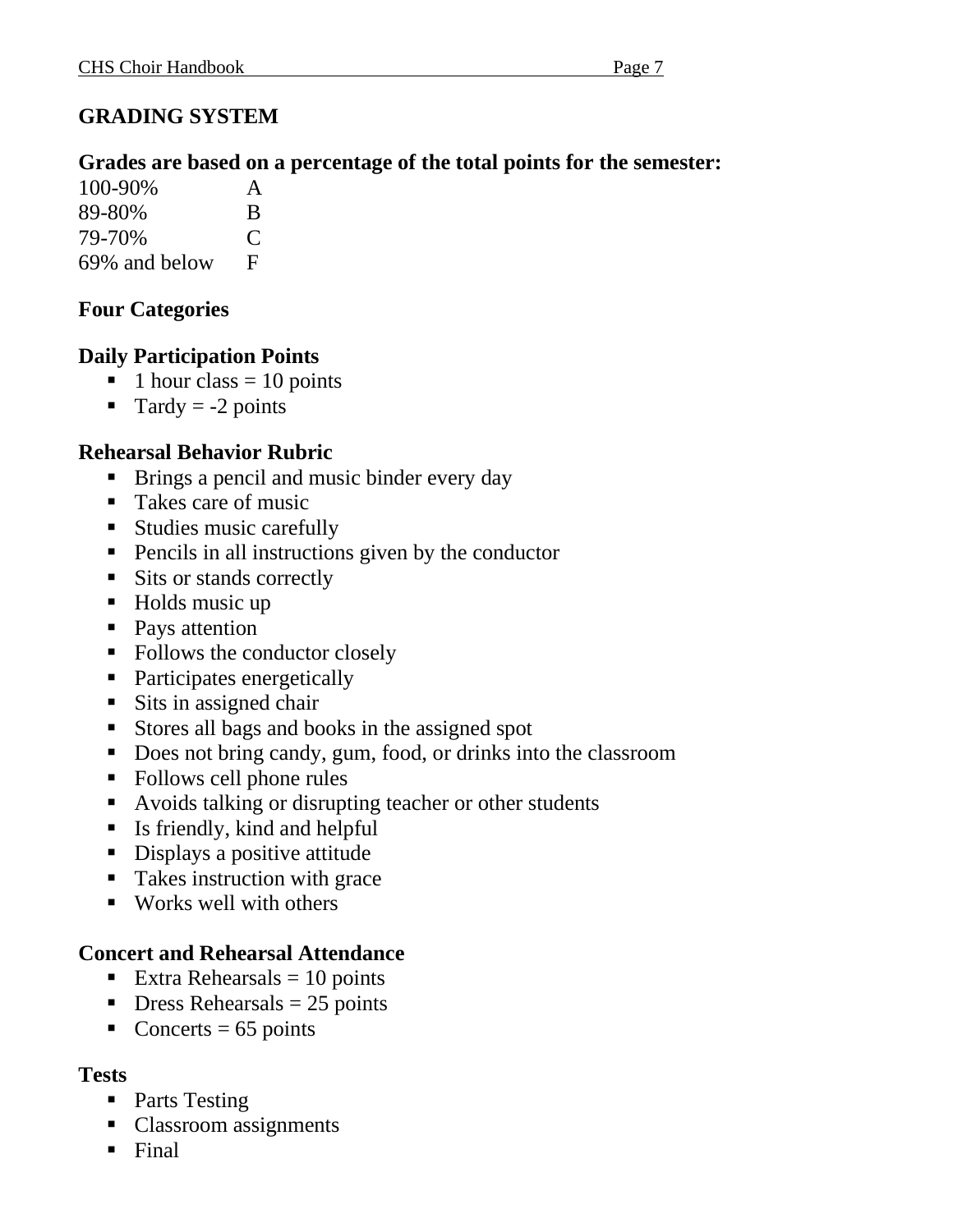# GRADING SYSTEM

**Grades are based on a percentage of the total points for the semester:**

| | |
|---|---|
| 100-90% | A |
| 89-80% | B |
| 79-70% | C |
| 69% and below | F |

## Four Categories

### Daily Participation Points

- 1 hour class = 10 points
- Tardy = -2 points

### Rehearsal Behavior Rubric

- Brings a pencil and music binder every day
- Takes care of music
- Studies music carefully
- Pencils in all instructions given by the conductor
- Sits or stands correctly
- Holds music up
- Pays attention
- Follows the conductor closely
- Participates energetically
- Sits in assigned chair
- Stores all bags and books in the assigned spot
- Does not bring candy, gum, food, or drinks into the classroom
- Follows cell phone rules
- Avoids talking or disrupting teacher or other students
- Is friendly, kind and helpful
- Displays a positive attitude
- Takes instruction with grace
- Works well with others

### Concert and Rehearsal Attendance

- Extra Rehearsals = 10 points
- Dress Rehearsals = 25 points
- Concerts = 65 points

### Tests

- Parts Testing
- Classroom assignments
- Final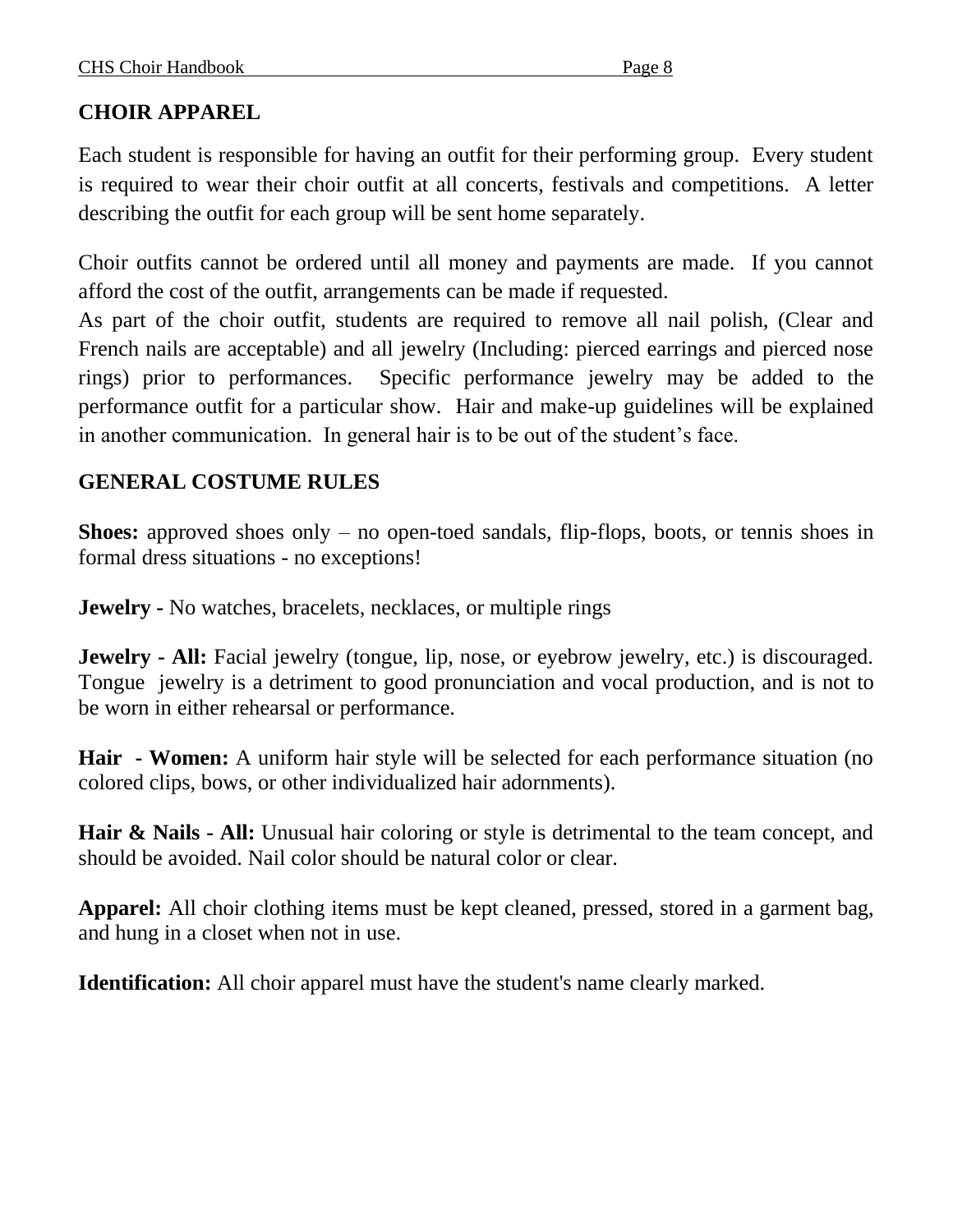## CHOIR APPAREL

Each student is responsible for having an outfit for their performing group. Every student is required to wear their choir outfit at all concerts, festivals and competitions. A letter describing the outfit for each group will be sent home separately.

Choir outfits cannot be ordered until all money and payments are made. If you cannot afford the cost of the outfit, arrangements can be made if requested.
As part of the choir outfit, students are required to remove all nail polish, (Clear and French nails are acceptable) and all jewelry (Including: pierced earrings and pierced nose rings) prior to performances. Specific performance jewelry may be added to the performance outfit for a particular show. Hair and make-up guidelines will be explained in another communication. In general hair is to be out of the student's face.

## GENERAL COSTUME RULES

**Shoes:** approved shoes only – no open-toed sandals, flip-flops, boots, or tennis shoes in formal dress situations - no exceptions!

**Jewelry -** No watches, bracelets, necklaces, or multiple rings

**Jewelry - All:** Facial jewelry (tongue, lip, nose, or eyebrow jewelry, etc.) is discouraged. Tongue jewelry is a detriment to good pronunciation and vocal production, and is not to be worn in either rehearsal or performance.

**Hair - Women:** A uniform hair style will be selected for each performance situation (no colored clips, bows, or other individualized hair adornments).

**Hair & Nails - All:** Unusual hair coloring or style is detrimental to the team concept, and should be avoided. Nail color should be natural color or clear.

**Apparel:** All choir clothing items must be kept cleaned, pressed, stored in a garment bag, and hung in a closet when not in use.

**Identification:** All choir apparel must have the student's name clearly marked.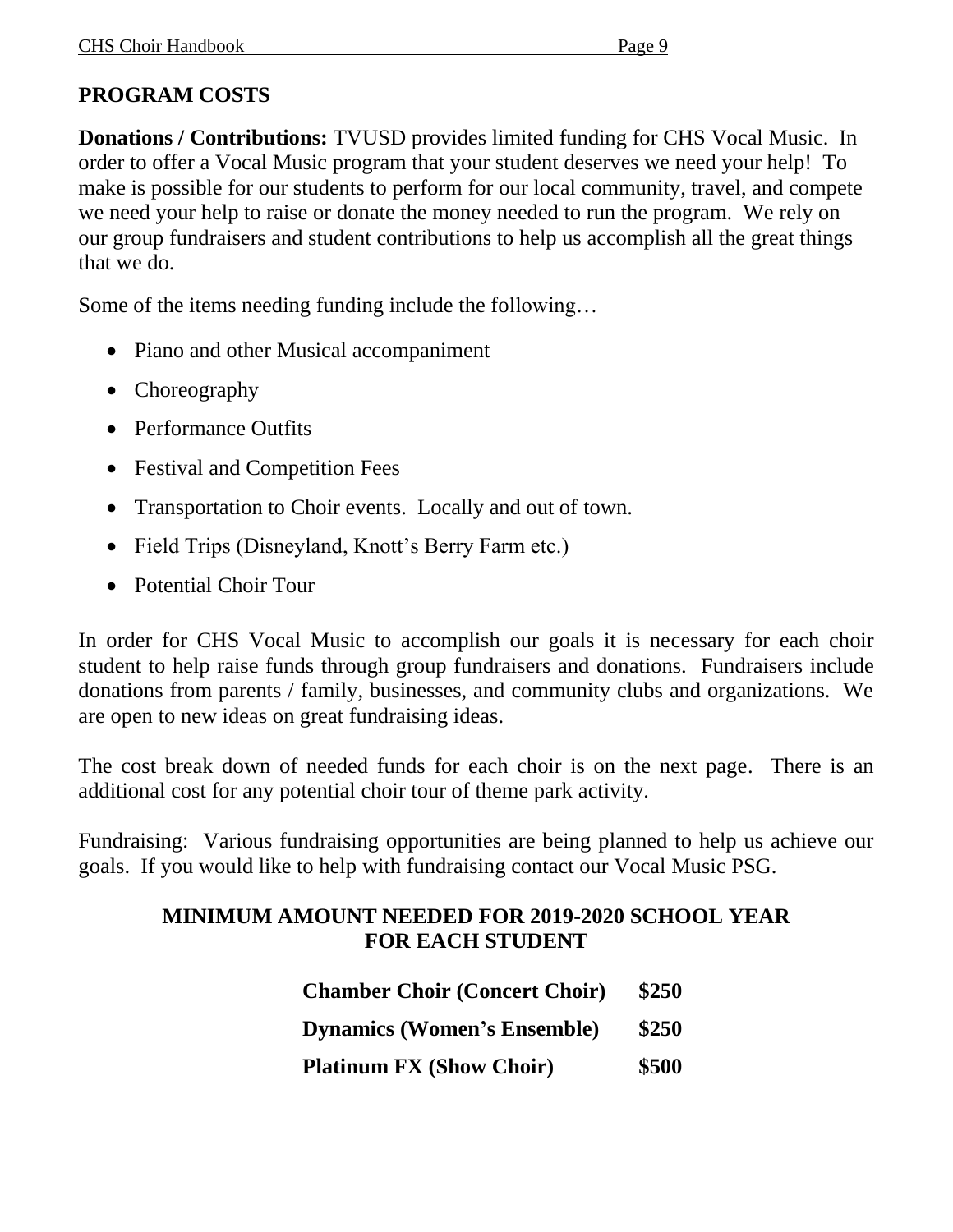## PROGRAM COSTS

**Donations / Contributions:** TVUSD provides limited funding for CHS Vocal Music. In order to offer a Vocal Music program that your student deserves we need your help! To make is possible for our students to perform for our local community, travel, and compete we need your help to raise or donate the money needed to run the program. We rely on our group fundraisers and student contributions to help us accomplish all the great things that we do.

Some of the items needing funding include the following…

- Piano and other Musical accompaniment
- Choreography
- Performance Outfits
- Festival and Competition Fees
- Transportation to Choir events. Locally and out of town.
- Field Trips (Disneyland, Knott's Berry Farm etc.)
- Potential Choir Tour

In order for CHS Vocal Music to accomplish our goals it is necessary for each choir student to help raise funds through group fundraisers and donations. Fundraisers include donations from parents / family, businesses, and community clubs and organizations. We are open to new ideas on great fundraising ideas.

The cost break down of needed funds for each choir is on the next page. There is an additional cost for any potential choir tour of theme park activity.

Fundraising: Various fundraising opportunities are being planned to help us achieve our goals. If you would like to help with fundraising contact our Vocal Music PSG.

### MINIMUM AMOUNT NEEDED FOR 2019-2020 SCHOOL YEAR FOR EACH STUDENT

| | |
|---|---|
| **Chamber Choir (Concert Choir)** | **$250** |
| **Dynamics (Women's Ensemble)** | **$250** |
| **Platinum FX (Show Choir)** | **$500** |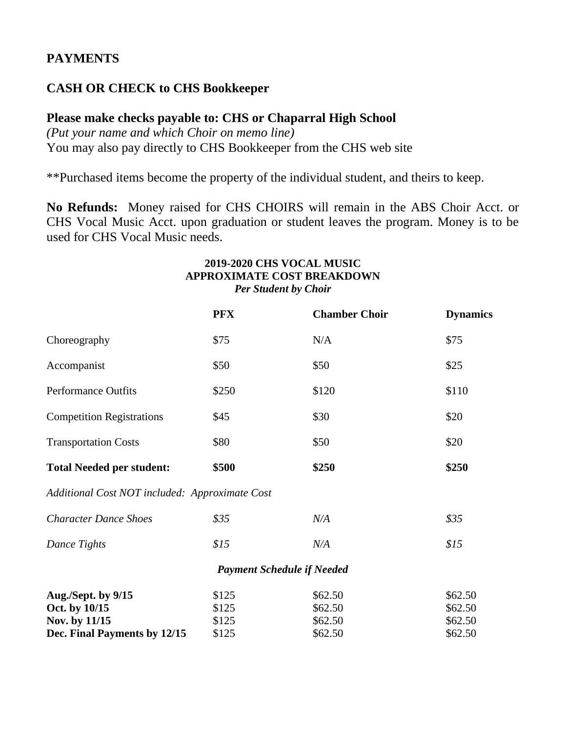## PAYMENTS

## CASH OR CHECK to CHS Bookkeeper

**Please make checks payable to: CHS or Chaparral High School**
*(Put your name and which Choir on memo line)*
You may also pay directly to CHS Bookkeeper from the CHS web site

**Purchased items become the property of the individual student, and theirs to keep.

**No Refunds:** Money raised for CHS CHOIRS will remain in the ABS Choir Acct. or CHS Vocal Music Acct. upon graduation or student leaves the program. Money is to be used for CHS Vocal Music needs.

**2019-2020 CHS VOCAL MUSIC**
**APPROXIMATE COST BREAKDOWN**
***Per Student by Choir***

| | **PFX** | **Chamber Choir** | **Dynamics** |
|---|---|---|---|
| Choreography | $75 | N/A | $75 |
| Accompanist | $50 | $50 | $25 |
| Performance Outfits | $250 | $120 | $110 |
| Competition Registrations | $45 | $30 | $20 |
| Transportation Costs | $80 | $50 | $20 |
| **Total Needed per student:** | **$500** | **$250** | **$250** |
| *Additional Cost NOT included: Approximate Cost* | | | |
| *Character Dance Shoes* | *$35* | *N/A* | *$35* |
| *Dance Tights* | *$15* | *N/A* | *$15* |

***Payment Schedule if Needed***

| | | | |
|---|---|---|---|
| **Aug./Sept. by 9/15** | $125 | $62.50 | $62.50 |
| **Oct. by 10/15** | $125 | $62.50 | $62.50 |
| **Nov. by 11/15** | $125 | $62.50 | $62.50 |
| **Dec. Final Payments by 12/15** | $125 | $62.50 | $62.50 |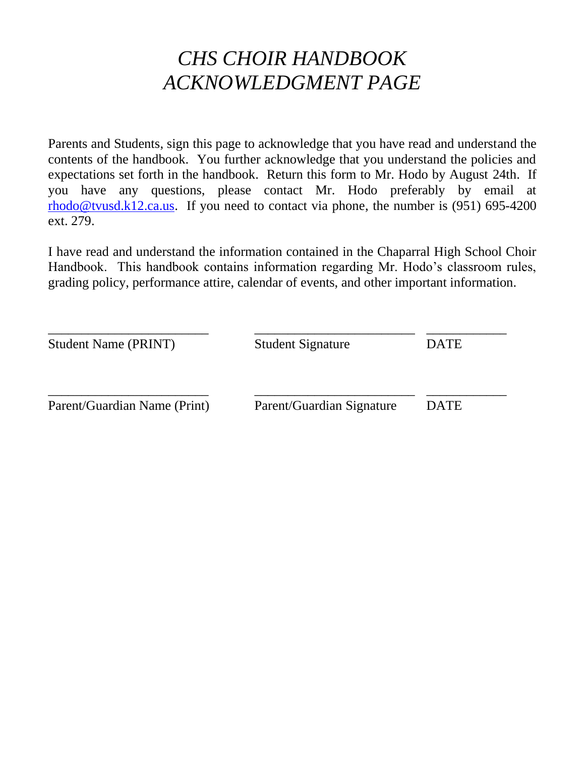# *CHS CHOIR HANDBOOK ACKNOWLEDGMENT PAGE*

Parents and Students, sign this page to acknowledge that you have read and understand the contents of the handbook. You further acknowledge that you understand the policies and expectations set forth in the handbook. Return this form to Mr. Hodo by August 24th. If you have any questions, please contact Mr. Hodo preferably by email at rhodo@tvusd.k12.ca.us. If you need to contact via phone, the number is (951) 695-4200 ext. 279.

I have read and understand the information contained in the Chaparral High School Choir Handbook. This handbook contains information regarding Mr. Hodo's classroom rules, grading policy, performance attire, calendar of events, and other important information.

________________________ ________________________ ____________
Student Name (PRINT) Student Signature DATE

________________________ ________________________ ____________
Parent/Guardian Name (Print) Parent/Guardian Signature DATE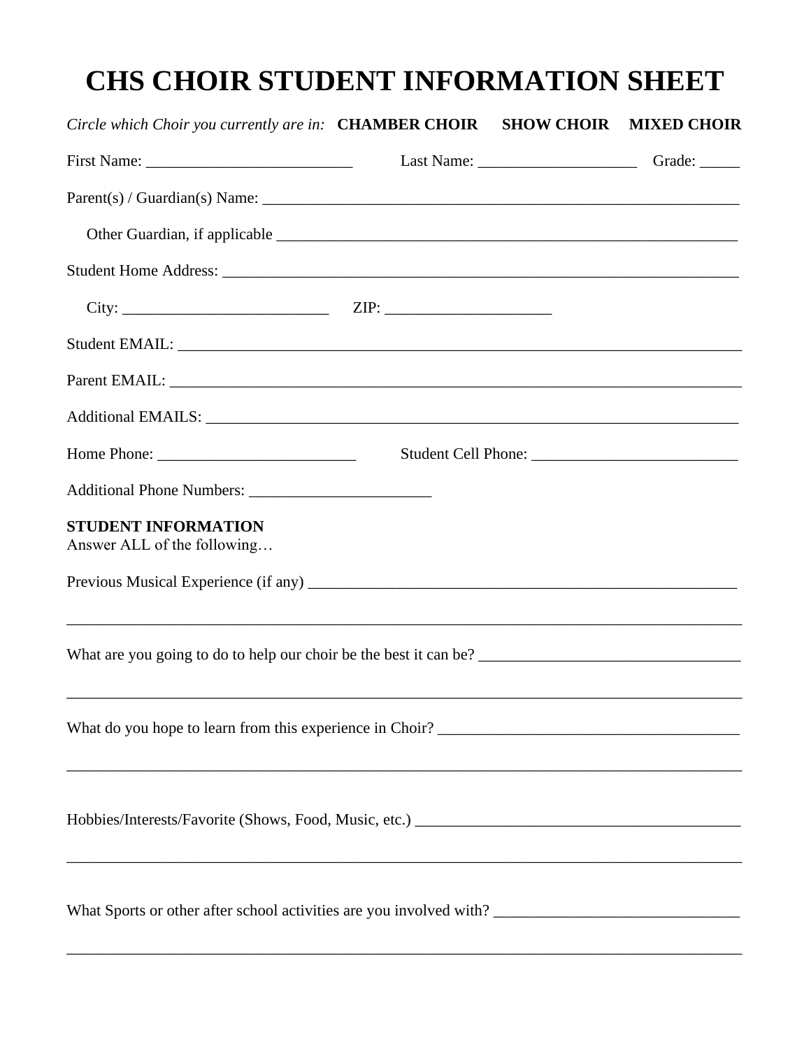# CHS CHOIR STUDENT INFORMATION SHEET

*Circle which Choir you currently are in:* **CHAMBER CHOIR** **SHOW CHOIR** **MIXED CHOIR**

First Name: _________________________ Last Name: ___________________ Grade: _____

Parent(s) / Guardian(s) Name: ____________________________________________________________

Other Guardian, if applicable _______________________________________________________

Student Home Address: _________________________________________________________________

City: _________________________ ZIP: ____________________

Student EMAIL: ________________________________________________________________________

Parent EMAIL: _________________________________________________________________________

Additional EMAILS: _____________________________________________________________________

Home Phone: ________________________ Student Cell Phone: _________________________

Additional Phone Numbers: ______________________

**STUDENT INFORMATION**
Answer ALL of the following…

Previous Musical Experience (if any) _____________________________________________________

______________________________________________________________________________________

What are you going to do to help our choir be the best it can be? ________________________________

______________________________________________________________________________________

What do you hope to learn from this experience in Choir? ____________________________________

______________________________________________________________________________________

Hobbies/Interests/Favorite (Shows, Food, Music, etc.) _______________________________________

______________________________________________________________________________________

What Sports or other after school activities are you involved with? ______________________________

______________________________________________________________________________________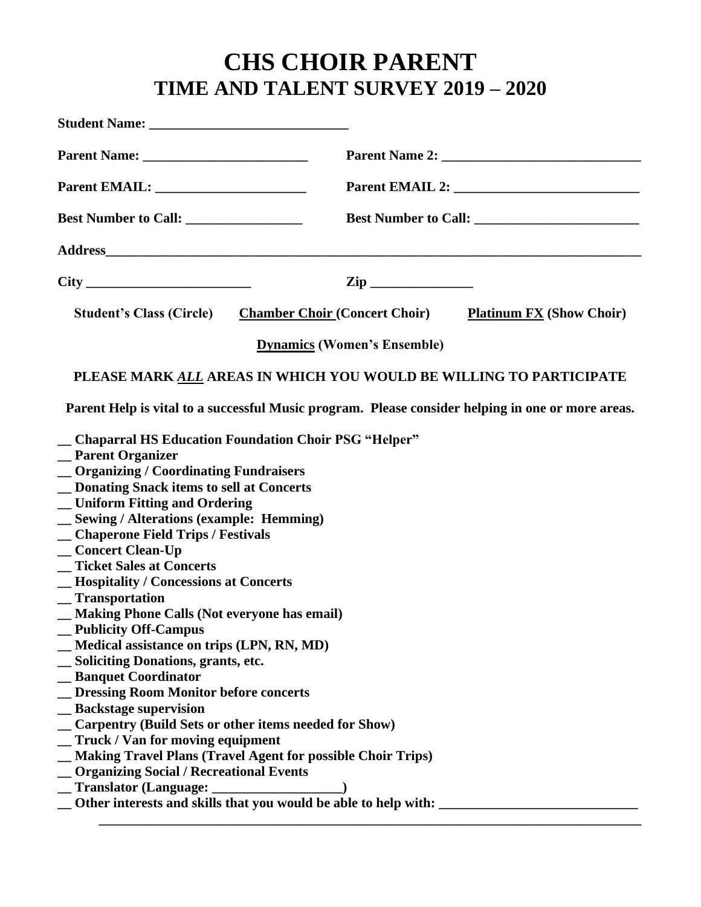# CHS CHOIR PARENT
## TIME AND TALENT SURVEY 2019 – 2020

**Student Name: _____________________________**

**Parent Name: ________________________** **Parent Name 2: _____________________________**

**Parent EMAIL: ______________________** **Parent EMAIL 2: ___________________________**

**Best Number to Call: _________________** **Best Number to Call: ________________________**

**Address_________________________________________________________________________________**

**City ________________________** **Zip _______________**

**Student's Class (Circle)** **<u>Chamber Choir</u> (Concert Choir)** **<u>Platinum FX</u> (Show Choir)**

**<u>Dynamics</u> (Women's Ensemble)**

**PLEASE MARK *<u>ALL</u>* AREAS IN WHICH YOU WOULD BE WILLING TO PARTICIPATE**

**Parent Help is vital to a successful Music program. Please consider helping in one or more areas.**

**__ Chaparral HS Education Foundation Choir PSG "Helper"**
**__ Parent Organizer**
**__ Organizing / Coordinating Fundraisers**
**__ Donating Snack items to sell at Concerts**
**__ Uniform Fitting and Ordering**
**__ Sewing / Alterations (example: Hemming)**
**__ Chaperone Field Trips / Festivals**
**__ Concert Clean-Up**
**__ Ticket Sales at Concerts**
**__ Hospitality / Concessions at Concerts**
**__ Transportation**
**__ Making Phone Calls (Not everyone has email)**
**__ Publicity Off-Campus**
**__ Medical assistance on trips (LPN, RN, MD)**
**__ Soliciting Donations, grants, etc.**
**__ Banquet Coordinator**
**__ Dressing Room Monitor before concerts**
**__ Backstage supervision**
**__ Carpentry (Build Sets or other items needed for Show)**
**__ Truck / Van for moving equipment**
**__ Making Travel Plans (Travel Agent for possible Choir Trips)**
**__ Organizing Social / Recreational Events**
**__ Translator (Language: ___________________)**
**__ Other interests and skills that you would be able to help with: ____________________________**
**_________________________________________________________________________________**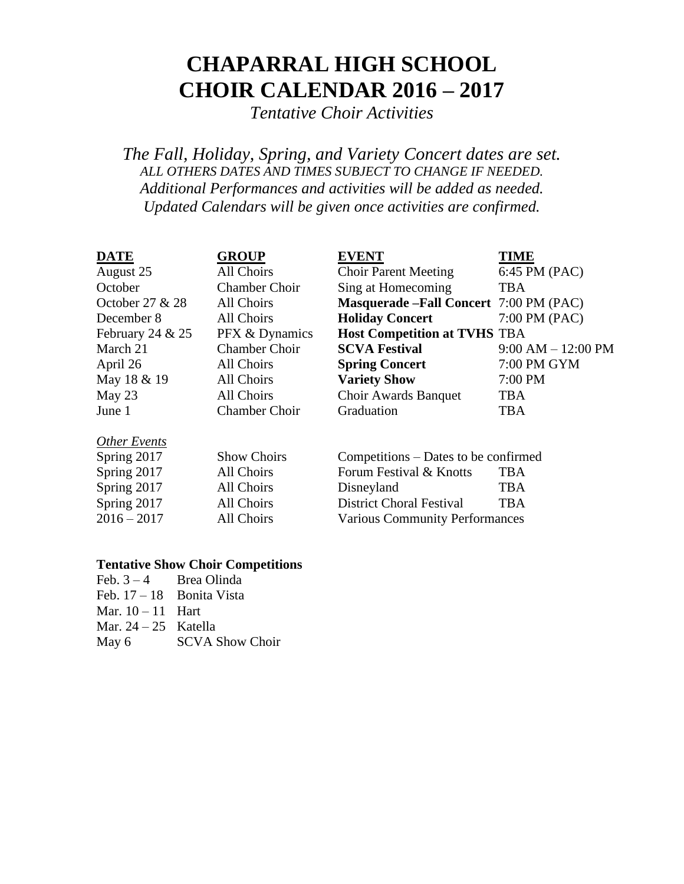# CHAPARRAL HIGH SCHOOL
# CHOIR CALENDAR 2016 – 2017

*Tentative Choir Activities*

*The Fall, Holiday, Spring, and Variety Concert dates are set.*
*ALL OTHERS DATES AND TIMES SUBJECT TO CHANGE IF NEEDED.*
*Additional Performances and activities will be added as needed.*
*Updated Calendars will be given once activities are confirmed.*

| DATE | GROUP | EVENT | TIME |
|---|---|---|---|
| August 25 | All Choirs | Choir Parent Meeting | 6:45 PM (PAC) |
| October | Chamber Choir | Sing at Homecoming | TBA |
| October 27 & 28 | All Choirs | **Masquerade –Fall Concert** | 7:00 PM (PAC) |
| December 8 | All Choirs | **Holiday Concert** | 7:00 PM (PAC) |
| February 24 & 25 | PFX & Dynamics | **Host Competition at TVHS** | TBA |
| March 21 | Chamber Choir | **SCVA Festival** | 9:00 AM – 12:00 PM |
| April 26 | All Choirs | **Spring Concert** | 7:00 PM GYM |
| May 18 & 19 | All Choirs | **Variety Show** | 7:00 PM |
| May 23 | All Choirs | Choir Awards Banquet | TBA |
| June 1 | Chamber Choir | Graduation | TBA |
| *Other Events* | | | |
| Spring 2017 | Show Choirs | Competitions – Dates to be confirmed | |
| Spring 2017 | All Choirs | Forum Festival & Knotts | TBA |
| Spring 2017 | All Choirs | Disneyland | TBA |
| Spring 2017 | All Choirs | District Choral Festival | TBA |
| 2016 – 2017 | All Choirs | Various Community Performances | |

**Tentative Show Choir Competitions**

| | |
|---|---|
| Feb. 3 – 4 | Brea Olinda |
| Feb. 17 – 18 | Bonita Vista |
| Mar. 10 – 11 | Hart |
| Mar. 24 – 25 | Katella |
| May 6 | SCVA Show Choir |